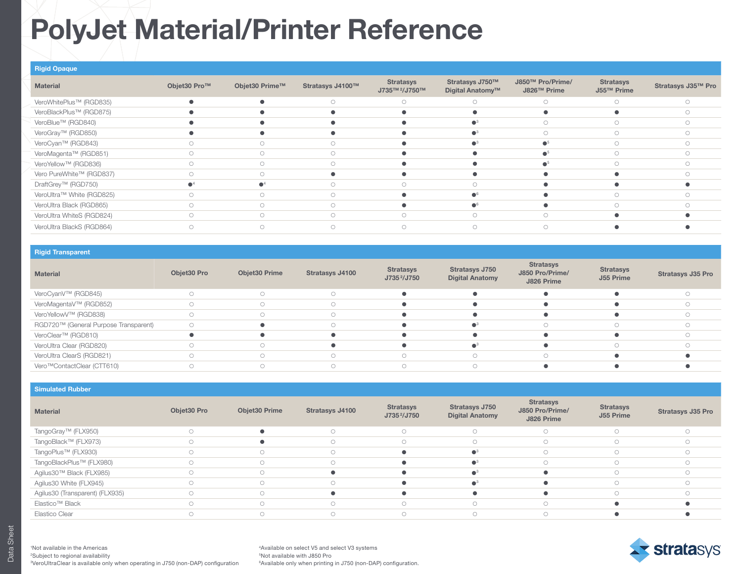# PolyJet Material/Printer Reference

## Rigid Opaque

| Material | Objet30 Pro™ | Objet30 Prime™ | Stratasys J4100™ | Stratasys J735™ [2]/J750™ | Stratasys J750™ Digital Anatomy™ | J850™ Pro/Prime/ J826™ Prime | Stratasys J55™ Prime | Stratasys J35™ Pro |
|---|---|---|---|---|---|---|---|---|
| VeroWhitePlus™ (RGD835) | ● | ● | ○ | ○ | ○ | ○ | ○ | ○ |
| VeroBlackPlus™ (RGD875) | ● | ● | ● | ● | ● | ● | ● | ○ |
| VeroBlue™ (RGD840) | ● | ● | ● | ● | ●[3] | ○ | ○ | ○ |
| VeroGray™ (RGD850) | ● | ● | ● | ● | ●[3] | ○ | ○ | ○ |
| VeroCyan™ (RGD843) | ○ | ○ | ○ | ● | ●[3] | ●[5] | ○ | ○ |
| VeroMagenta™ (RGD851) | ○ | ○ | ○ | ● | ● | ●[5] | ○ | ○ |
| VeroYellow™ (RGD836) | ○ | ○ | ○ | ● | ● | ●[5] | ○ | ○ |
| Vero PureWhite™ (RGD837) | ○ | ○ | ● | ● | ● | ● | ● | ○ |
| DraftGrey™ (RGD750) | ●[4] | ●[4] | ○ | ○ | ○ | ● | ● | ● |
| VeroUltra™ White (RGD825) | ○ | ○ | ○ | ● | ●[6] | ● | ○ | ○ |
| VeroUltra Black (RGD865) | ○ | ○ | ○ | ● | ●[6] | ● | ○ | ○ |
| VeroUltra WhiteS (RGD824) | ○ | ○ | ○ | ○ | ○ | ○ | ● | ● |
| VeroUltra BlackS (RGD864) | ○ | ○ | ○ | ○ | ○ | ○ | ● | ● |

## Rigid Transparent

| Material | Objet30 Pro | Objet30 Prime | Stratasys J4100 | Stratasys J735 [2]/J750 | Stratasys J750 Digital Anatomy | Stratasys J850 Pro/Prime/ J826 Prime | Stratasys J55 Prime | Stratasys J35 Pro |
|---|---|---|---|---|---|---|---|---|
| VeroCyanV™ (RGD845) | ○ | ○ | ○ | ● | ● | ● | ● | ○ |
| VeroMagentaV™ (RGD852) | ○ | ○ | ○ | ● | ● | ● | ● | ○ |
| VeroYellowV™ (RGD838) | ○ | ○ | ○ | ● | ● | ● | ● | ○ |
| RGD720™ (General Purpose Transparent) | ○ | ● | ○ | ● | ●[3] | ○ | ○ | ○ |
| VeroClear™ (RGD810) | ● | ● | ● | ● | ● | ● | ● | ○ |
| VeroUltra Clear (RGD820) | ○ | ○ | ● | ● | ●[3] | ● | ○ | ○ |
| VeroUltra ClearS (RGD821) | ○ | ○ | ○ | ○ | ○ | ○ | ● | ● |
| Vero™ContactClear (CTT610) | ○ | ○ | ○ | ○ | ○ | ● | ● | ● |

## Simulated Rubber

| Material | Objet30 Pro | Objet30 Prime | Stratasys J4100 | Stratasys J735 [2]/J750 | Stratasys J750 Digital Anatomy | Stratasys J850 Pro/Prime/ J826 Prime | Stratasys J55 Prime | Stratasys J35 Pro |
|---|---|---|---|---|---|---|---|---|
| TangoGray™ (FLX950) | ○ | ● | ○ | ○ | ○ | ○ | ○ | ○ |
| TangoBlack™ (FLX973) | ○ | ● | ○ | ○ | ○ | ○ | ○ | ○ |
| TangoPlus™ (FLX930) | ○ | ○ | ○ | ● | ●[3] | ○ | ○ | ○ |
| TangoBlackPlus™ (FLX980) | ○ | ○ | ○ | ● | ●[3] | ○ | ○ | ○ |
| Agilus30™ Black (FLX985) | ○ | ○ | ● | ● | ●[3] | ● | ○ | ○ |
| Agilus30 White (FLX945) | ○ | ○ | ○ | ● | ●[3] | ● | ○ | ○ |
| Agilus30 (Transparent) (FLX935) | ○ | ○ | ● | ● | ● | ● | ○ | ○ |
| Elastico™ Black | ○ | ○ | ○ | ○ | ○ | ○ | ● | ● |
| Elastico Clear | ○ | ○ | ○ | ○ | ○ | ○ | ● | ● |

[1]Not available in the Americas
[2]Subject to regional availability
[3]VeroUltraClear is available only when operating in J750 (non-DAP) configuration
[4]Available on select V5 and select V3 systems
[5]Not available with J850 Pro
[6]Available only when printing in J750 (non-DAP) configuration.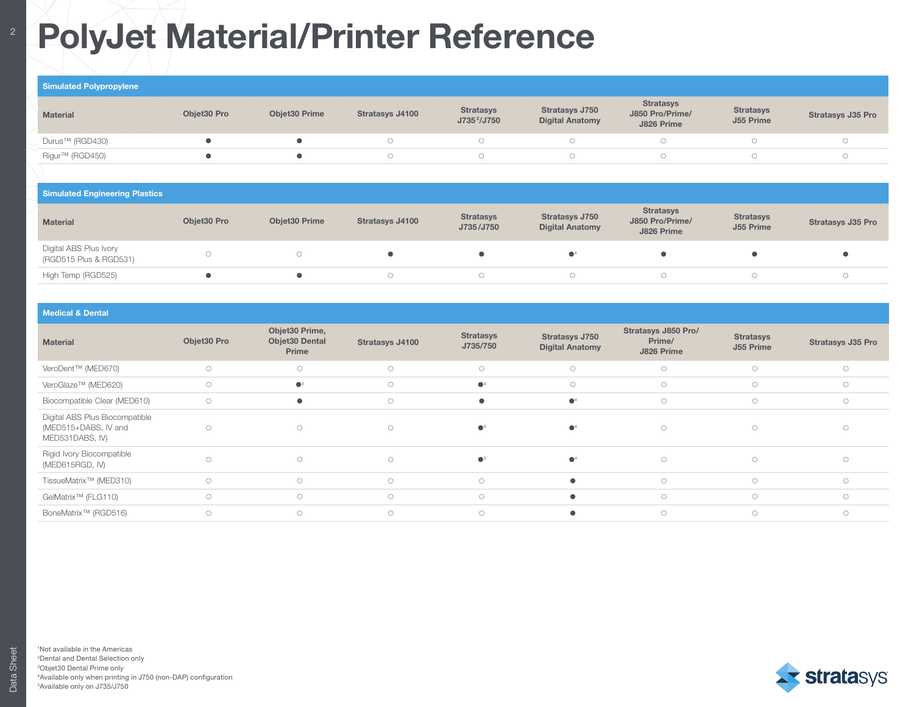# PolyJet Material/Printer Reference

| Simulated Polypropylene | | | | | | | | |
|---|---|---|---|---|---|---|---|---|
| Material | Objet30 Pro | Objet30 Prime | Stratasys J4100 | Stratasys J735[2]/J750 | Stratasys J750 Digital Anatomy | Stratasys J850 Pro/Prime/ J826 Prime | Stratasys J55 Prime | Stratasys J35 Pro |
| Durus™ (RGD430) | ● | ● | ○ | ○ | ○ | ○ | ○ | ○ |
| Rigur™ (RGD450) | ● | ● | ○ | ○ | ○ | ○ | ○ | ○ |

| Simulated Engineering Plastics | | | | | | | | |
|---|---|---|---|---|---|---|---|---|
| Material | Objet30 Pro | Objet30 Prime | Stratasys J4100 | Stratasys J735/J750 | Stratasys J750 Digital Anatomy | Stratasys J850 Pro/Prime/ J826 Prime | Stratasys J55 Prime | Stratasys J35 Pro |
| Digital ABS Plus Ivory (RGD515 Plus & RGD531) | ○ | ○ | ● | ● | ●[4] | ● | ● | ● |
| High Temp (RGD525) | ● | ● | ○ | ○ | ○ | ○ | ○ | ○ |

| Medical & Dental | | | | | | | | |
|---|---|---|---|---|---|---|---|---|
| Material | Objet30 Pro | Objet30 Prime, Objet30 Dental Prime | Stratasys J4100 | Stratasys J735/750 | Stratasys J750 Digital Anatomy | Stratasys J850 Pro/ Prime/ J826 Prime | Stratasys J55 Prime | Stratasys J35 Pro |
| VeroDent™ (MED670) | ○ | ○ | ○ | ○ | ○ | ○ | ○ | ○ |
| VeroGlaze™ (MED620) | ○ | ●[3] | ○ | ●[4] | ○ | ○ | ○ | ○ |
| Biocompatible Clear (MED610) | ○ | ● | ○ | ● | ●[4] | ○ | ○ | ○ |
| Digital ABS Plus Biocompatible (MED515+DABS, IV and MED531DABS, IV) | ○ | ○ | ○ | ●[5] | ●[4] | ○ | ○ | ○ |
| Rigid Ivory Biocompatible (MED615RGD, IV) | ○ | ○ | ○ | ●[5] | ●[4] | ○ | ○ | ○ |
| TissueMatrix™ (MED310) | ○ | ○ | ○ | ○ | ● | ○ | ○ | ○ |
| GelMatrix™ (FLG110) | ○ | ○ | ○ | ○ | ● | ○ | ○ | ○ |
| BoneMatrix™ (RGD516) | ○ | ○ | ○ | ○ | ● | ○ | ○ | ○ |

[1]Not available in the Americas
[2]Dental and Dental Selection only
[3]Objet30 Dental Prime only
[4]Available only when printing in J750 (non-DAP) configuration
[5]Available only on J735/J750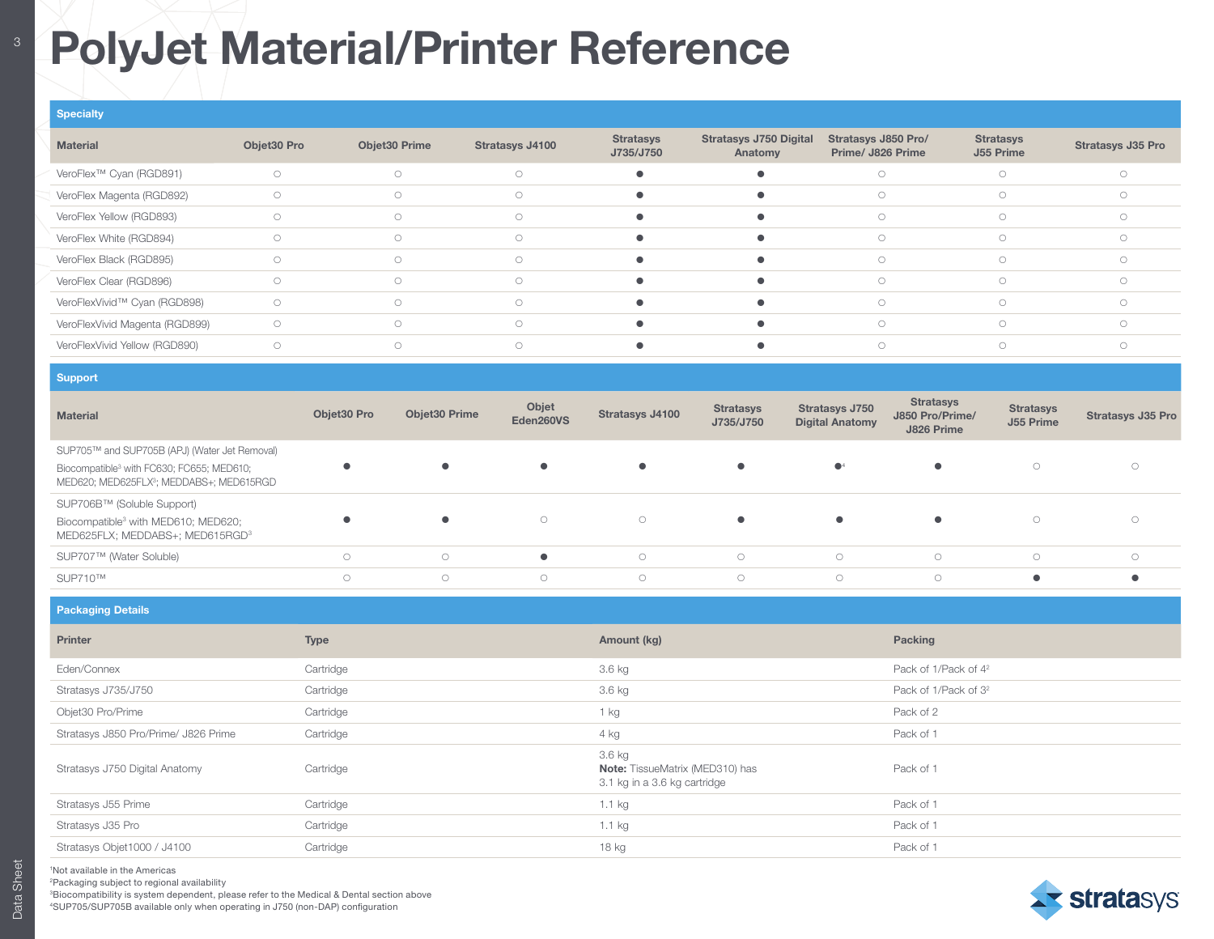# PolyJet Material/Printer Reference

## Specialty

| Material | Objet30 Pro | Objet30 Prime | Stratasys J4100 | Stratasys J735/J750 | Stratasys J750 Digital Anatomy | Stratasys J850 Pro/ Prime/ J826 Prime | Stratasys J55 Prime | Stratasys J35 Pro |
|---|---|---|---|---|---|---|---|---|
| VeroFlex™ Cyan (RGD891) | ○ | ○ | ○ | ● | ● | ○ | ○ | ○ |
| VeroFlex Magenta (RGD892) | ○ | ○ | ○ | ● | ● | ○ | ○ | ○ |
| VeroFlex Yellow (RGD893) | ○ | ○ | ○ | ● | ● | ○ | ○ | ○ |
| VeroFlex White (RGD894) | ○ | ○ | ○ | ● | ● | ○ | ○ | ○ |
| VeroFlex Black (RGD895) | ○ | ○ | ○ | ● | ● | ○ | ○ | ○ |
| VeroFlex Clear (RGD896) | ○ | ○ | ○ | ● | ● | ○ | ○ | ○ |
| VeroFlexVivid™ Cyan (RGD898) | ○ | ○ | ○ | ● | ● | ○ | ○ | ○ |
| VeroFlexVivid Magenta (RGD899) | ○ | ○ | ○ | ● | ● | ○ | ○ | ○ |
| VeroFlexVivid Yellow (RGD890) | ○ | ○ | ○ | ● | ● | ○ | ○ | ○ |

## Support

| Material | Objet30 Pro | Objet30 Prime | Objet Eden260VS | Stratasys J4100 | Stratasys J735/J750 | Stratasys J750 Digital Anatomy | Stratasys J850 Pro/Prime/ J826 Prime | Stratasys J55 Prime | Stratasys J35 Pro |
|---|---|---|---|---|---|---|---|---|---|
| SUP705™ and SUP705B (APJ) (Water Jet Removal)<br>Biocompatible[3] with FC630; FC655; MED610; MED620; MED625FLX[3]; MEDDABS+; MED615RGD | ● | ● | ● | ● | ● | ●[4] | ● | ○ | ○ |
| SUP706B™ (Soluble Support)<br>Biocompatible[3] with MED610; MED620; MED625FLX; MEDDABS+; MED615RGD[3] | ● | ● | ○ | ○ | ● | ● | ● | ○ | ○ |
| SUP707™ (Water Soluble) | ○ | ○ | ● | ○ | ○ | ○ | ○ | ○ | ○ |
| SUP710™ | ○ | ○ | ○ | ○ | ○ | ○ | ○ | ● | ● |

## Packaging Details

| Printer | Type | Amount (kg) | Packing |
|---|---|---|---|
| Eden/Connex | Cartridge | 3.6 kg | Pack of 1/Pack of 4[2] |
| Stratasys J735/J750 | Cartridge | 3.6 kg | Pack of 1/Pack of 3[2] |
| Objet30 Pro/Prime | Cartridge | 1 kg | Pack of 2 |
| Stratasys J850 Pro/Prime/ J826 Prime | Cartridge | 4 kg | Pack of 1 |
| Stratasys J750 Digital Anatomy | Cartridge | 3.6 kg<br>**Note:** TissueMatrix (MED310) has 3.1 kg in a 3.6 kg cartridge | Pack of 1 |
| Stratasys J55 Prime | Cartridge | 1.1 kg | Pack of 1 |
| Stratasys J35 Pro | Cartridge | 1.1 kg | Pack of 1 |
| Stratasys Objet1000 / J4100 | Cartridge | 18 kg | Pack of 1 |

[1]Not available in the Americas
[2]Packaging subject to regional availability
[3]Biocompatibility is system dependent, please refer to the Medical & Dental section above
[4]SUP705/SUP705B available only when operating in J750 (non-DAP) configuration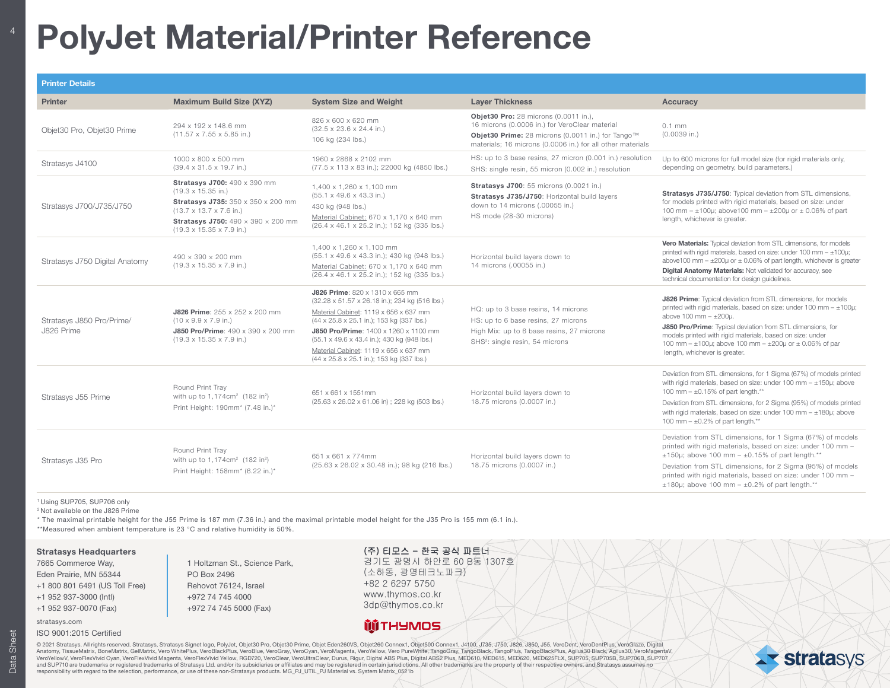# PolyJet Material/Printer Reference

**Printer Details**

| Printer | Maximum Build Size (XYZ) | System Size and Weight | Layer Thickness | Accuracy |
|---|---|---|---|---|
| Objet30 Pro, Objet30 Prime | 294 x 192 x 148.6 mm (11.57 x 7.55 x 5.85 in.) | 826 x 600 x 620 mm (32.5 x 23.6 x 24.4 in.) 106 kg (234 lbs.) | **Objet30 Pro:** 28 microns (0.0011 in.), 16 microns (0.0006 in.) for VeroClear material **Objet30 Prime:** 28 microns (0.0011 in.) for Tango™ materials; 16 microns (0.0006 in.) for all other materials | 0.1 mm (0.0039 in.) |
| Stratasys J4100 | 1000 x 800 x 500 mm (39.4 x 31.5 x 19.7 in.) | 1960 x 2868 x 2102 mm (77.5 x 113 x 83 in.); 22000 kg (4850 lbs.) | HS: up to 3 base resins, 27 micron (0.001 in.) resolution SHS: single resin, 55 micron (0.002 in.) resolution | Up to 600 microns for full model size (for rigid materials only, depending on geometry, build parameters.) |
| Stratasys J700/J735/J750 | **Stratasys J700:** 490 x 390 mm (19.3 x 15.35 in.) **Stratasys J735:** 350 x 350 x 200 mm (13.7 x 13.7 x 7.6 in.) **Stratasys J750:** 490 x 390 x 200 mm (19.3 x 15.35 x 7.9 in.) | 1,400 x 1,260 x 1,100 mm (55.1 x 49.6 x 43.3 in.) 430 kg (948 lbs.) Material Cabinet: 670 x 1,170 x 640 mm (26.4 x 46.1 x 25.2 in.); 152 kg (335 lbs.) | **Stratasys J700**: 55 microns (0.0021 in.) **Stratasys J735/J750**: Horizontal build layers down to 14 microns (.00055 in.) HS mode (28-30 microns) | **Stratasys J735/J750**: Typical deviation from STL dimensions, for models printed with rigid materials, based on size: under 100 mm – ±100µ; above100 mm – ±200µ or ± 0.06% of part length, whichever is greater. |
| Stratasys J750 Digital Anatomy | 490 x 390 x 200 mm (19.3 x 15.35 x 7.9 in.) | 1,400 x 1,260 x 1,100 mm (55.1 x 49.6 x 43.3 in.); 430 kg (948 lbs.) Material Cabinet: 670 x 1,170 x 640 mm (26.4 x 46.1 x 25.2 in.); 152 kg (335 lbs.) | Horizontal build layers down to 14 microns (.00055 in.) | **Vero Materials:** Typical deviation from STL dimensions, for models printed with rigid materials, based on size: under 100 mm – ±100µ; above100 mm – ±200µ or ± 0.06% of part length, whichever is greater **Digital Anatomy Materials:** Not validated for accuracy, see technical documentation for design guidelines. |
| Stratasys J850 Pro/Prime/ J826 Prime | **J826 Prime**: 255 x 252 x 200 mm (10 x 9.9 x 7.9 in.) **J850 Pro/Prime**: 490 x 390 x 200 mm (19.3 x 15.35 x 7.9 in.) | **J826 Prime**: 820 x 1310 x 665 mm (32.28 x 51.57 x 26.18 in.); 234 kg (516 lbs.) Material Cabinet: 1119 x 656 x 637 mm (44 x 25.8 x 25.1 in.); 153 kg (337 lbs.) **J850 Pro/Prime**: 1400 x 1260 x 1100 mm (55.1 x 49.6 x 43.4 in.); 430 kg (948 lbs.) Material Cabinet: 1119 x 656 x 637 mm (44 x 25.8 x 25.1 in.); 153 kg (337 lbs.) | HQ: up to 3 base resins, 14 microns HS: up to 6 base resins, 27 microns High Mix: up to 6 base resins, 27 microns SHS[2]: single resin, 54 microns | **J826 Prime**: Typical deviation from STL dimensions, for models printed with rigid materials, based on size: under 100 mm – ±100µ; above 100 mm – ±200µ. **J850 Pro/Prime**: Typical deviation from STL dimensions, for models printed with rigid materials, based on size: under 100 mm – ±100µ; above 100 mm – ±200µ or ± 0.06% of par length, whichever is greater. |
| Stratasys J55 Prime | Round Print Tray with up to 1,174cm$^2$ (182 in$^2$) Print Height: 190mm* (7.48 in.)* | 651 x 661 x 1551mm (25.63 x 26.02 x 61.06 in) ; 228 kg (503 lbs.) | Horizontal build layers down to 18.75 microns (0.0007 in.) | Deviation from STL dimensions, for 1 Sigma (67%) of models printed with rigid materials, based on size: under 100 mm – ±150µ; above 100 mm – ±0.15% of part length.** Deviation from STL dimensions, for 2 Sigma (95%) of models printed with rigid materials, based on size: under 100 mm – ±180µ; above 100 mm – ±0.2% of part length.** |
| Stratasys J35 Pro | Round Print Tray with up to 1,174cm$^2$ (182 in$^2$) Print Height: 158mm* (6.22 in.)* | 651 x 661 x 774mm (25.63 x 26.02 x 30.48 in.); 98 kg (216 lbs.) | Horizontal build layers down to 18.75 microns (0.0007 in.) | Deviation from STL dimensions, for 1 Sigma (67%) of models printed with rigid materials, based on size: under 100 mm – ±150µ; above 100 mm – ±0.15% of part length.** Deviation from STL dimensions, for 2 Sigma (95%) of models printed with rigid materials, based on size: under 100 mm – ±180µ; above 100 mm – ±0.2% of part length.** |

[1] Using SUP705, SUP706 only
[2] Not available on the J826 Prime
* The maximal printable height for the J55 Prime is 187 mm (7.36 in.) and the maximal printable model height for the J35 Pro is 155 mm (6.1 in.).
**Measured when ambient temperature is 23 °C and relative humidity is 50%.

**Stratasys Headquarters**
7665 Commerce Way,
Eden Prairie, MN 55344
+1 800 801 6491 (US Toll Free)
+1 952 937-3000 (Intl)
+1 952 937-0070 (Fax)

1 Holtzman St., Science Park,
PO Box 2496
Rehovot 76124, Israel
+972 74 745 4000
+972 74 745 5000 (Fax)

stratasys.com
ISO 9001:2015 Certified

**(주) 티모스 – 한국 공식 파트너**
경기도 광명시 하안로 60 B동 1307호
(소하동, 광명테크노파크)
+82 2 6297 5750
www.thymos.co.kr
3dp@thymos.co.kr

THYMOS

© 2021 Stratasys. All rights reserved. Stratasys, Stratasys Signet logo, PolyJet, Objet30 Pro, Objet30 Prime, Objet Eden260VS, Objet260 Connex1, Objet500 Connex1, J4100, J735, J750, J826, J850, J55, VeroDent, VeroDentPlus, VeroGlaze, Digital Anatomy, TissueMatrix, BoneMatrix, GelMatrix, Vero WhitePlus, VeroBlackPlus, VeroBlue, VeroGray, VeroCyan, VeroMagenta, VeroYellow, Vero PureWhite, TangoGray, TangoBlack, TangoPlus, TangoBlackPlus, Agilus30 Black, Agilus30, VeroMagentaV, VeroYellowV, VeroFlexVivid Cyan, VeroFlexVivid Magenta, VeroFlexVivid Yellow, RGD720, VeroClear, VeroUltraClear, Durus, Rigur, Digital ABS Plus, Digital ABS2 Plus, MED610, MED615, MED620, MED625FLX, SUP705, SUP705B, SUP706B, SUP707 and SUP710 are trademarks or registered trademarks of Stratasys Ltd. and/or its subsidiaries or affiliates and may be registered in certain jurisdictions. All other trademarks are the property of their respective owners, and Stratasys assumes no responsibility with regard to the selection, performance, or use of these non-Stratasys products. MG_PJ_UTIL_PJ Material vs. System Matrix_0521b